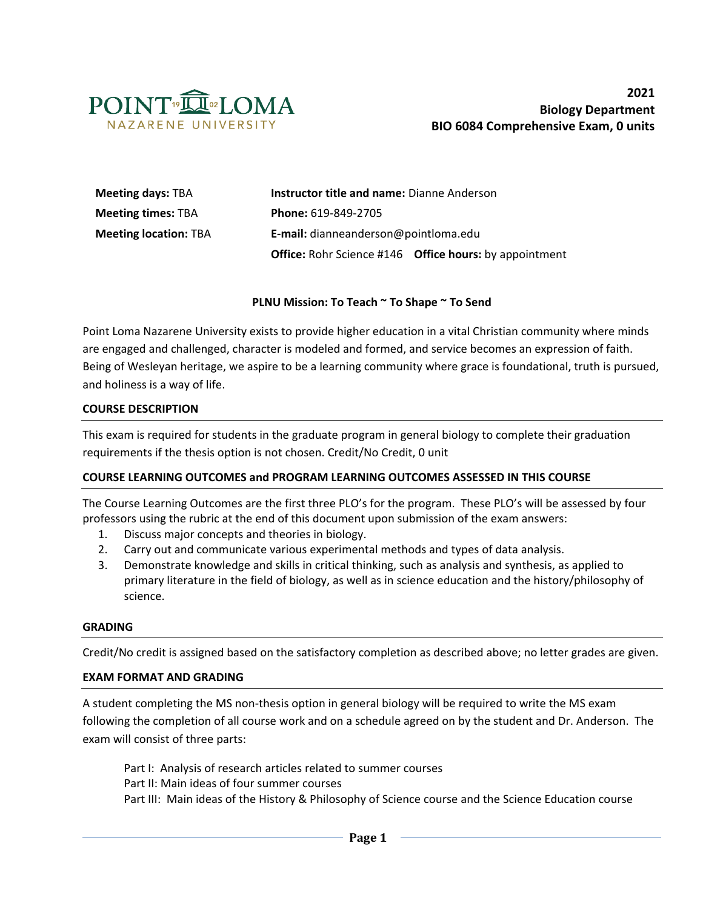**2021**
**Biology Department**
**BIO 6084 Comprehensive Exam, 0 units**

**Meeting days:** TBA
**Meeting times:** TBA
**Meeting location:** TBA

**Instructor title and name:** Dianne Anderson
**Phone:** 619-849-2705
**E-mail:** dianneanderson@pointloma.edu
**Office:** Rohr Science #146 **Office hours:** by appointment

**PLNU Mission: To Teach ~ To Shape ~ To Send**

Point Loma Nazarene University exists to provide higher education in a vital Christian community where minds are engaged and challenged, character is modeled and formed, and service becomes an expression of faith. Being of Wesleyan heritage, we aspire to be a learning community where grace is foundational, truth is pursued, and holiness is a way of life.

## COURSE DESCRIPTION

This exam is required for students in the graduate program in general biology to complete their graduation requirements if the thesis option is not chosen. Credit/No Credit, 0 unit

## COURSE LEARNING OUTCOMES and PROGRAM LEARNING OUTCOMES ASSESSED IN THIS COURSE

The Course Learning Outcomes are the first three PLO's for the program. These PLO's will be assessed by four professors using the rubric at the end of this document upon submission of the exam answers:

1. Discuss major concepts and theories in biology.
2. Carry out and communicate various experimental methods and types of data analysis.
3. Demonstrate knowledge and skills in critical thinking, such as analysis and synthesis, as applied to primary literature in the field of biology, as well as in science education and the history/philosophy of science.

## GRADING

Credit/No credit is assigned based on the satisfactory completion as described above; no letter grades are given.

## EXAM FORMAT AND GRADING

A student completing the MS non-thesis option in general biology will be required to write the MS exam following the completion of all course work and on a schedule agreed on by the student and Dr. Anderson. The exam will consist of three parts:

Part I: Analysis of research articles related to summer courses
Part II: Main ideas of four summer courses
Part III: Main ideas of the History & Philosophy of Science course and the Science Education course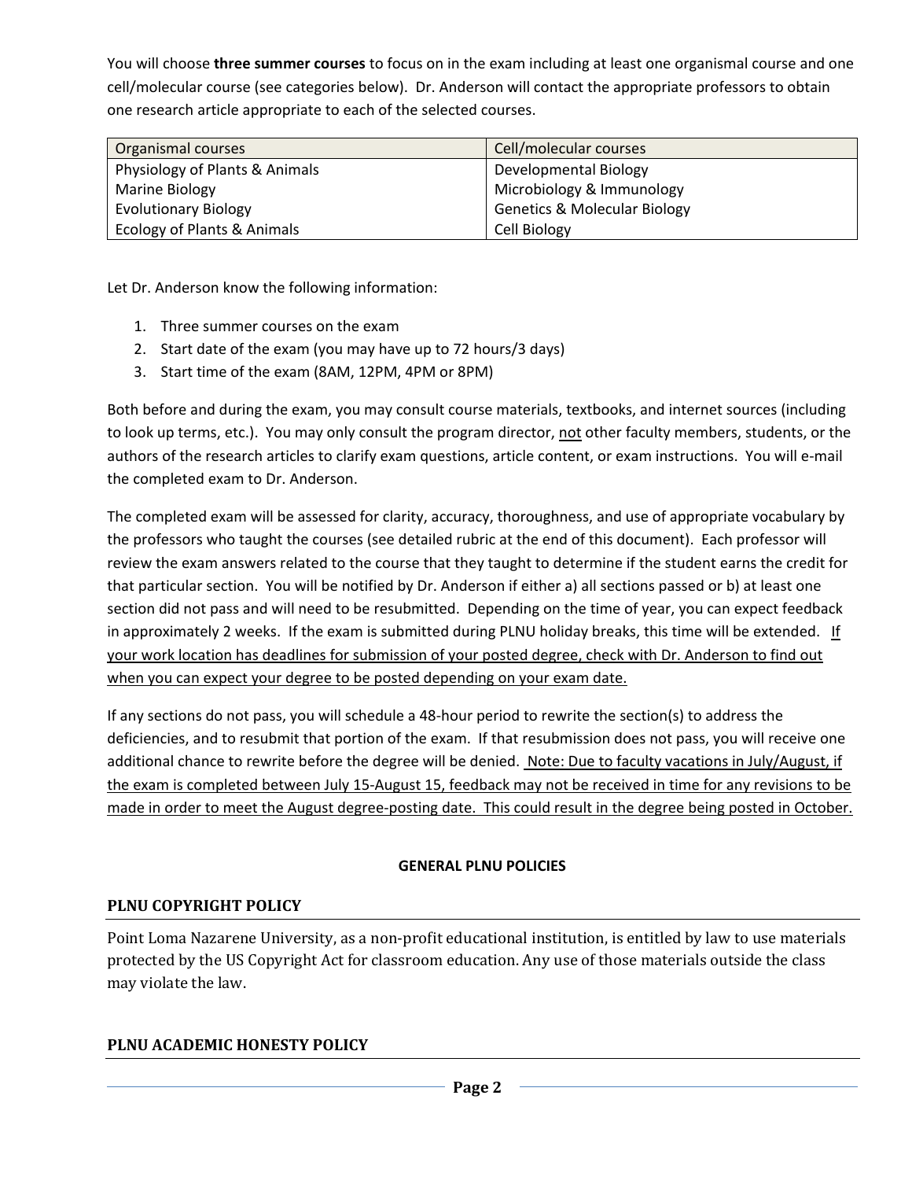You will choose **three summer courses** to focus on in the exam including at least one organismal course and one cell/molecular course (see categories below). Dr. Anderson will contact the appropriate professors to obtain one research article appropriate to each of the selected courses.

| Organismal courses | Cell/molecular courses |
|---|---|
| Physiology of Plants & Animals | Developmental Biology |
| Marine Biology | Microbiology & Immunology |
| Evolutionary Biology | Genetics & Molecular Biology |
| Ecology of Plants & Animals | Cell Biology |

Let Dr. Anderson know the following information:

1. Three summer courses on the exam
2. Start date of the exam (you may have up to 72 hours/3 days)
3. Start time of the exam (8AM, 12PM, 4PM or 8PM)

Both before and during the exam, you may consult course materials, textbooks, and internet sources (including to look up terms, etc.). You may only consult the program director, <u>not</u> other faculty members, students, or the authors of the research articles to clarify exam questions, article content, or exam instructions. You will e-mail the completed exam to Dr. Anderson.

The completed exam will be assessed for clarity, accuracy, thoroughness, and use of appropriate vocabulary by the professors who taught the courses (see detailed rubric at the end of this document). Each professor will review the exam answers related to the course that they taught to determine if the student earns the credit for that particular section. You will be notified by Dr. Anderson if either a) all sections passed or b) at least one section did not pass and will need to be resubmitted. Depending on the time of year, you can expect feedback in approximately 2 weeks. If the exam is submitted during PLNU holiday breaks, this time will be extended. <u>If your work location has deadlines for submission of your posted degree, check with Dr. Anderson to find out when you can expect your degree to be posted depending on your exam date.</u>

If any sections do not pass, you will schedule a 48-hour period to rewrite the section(s) to address the deficiencies, and to resubmit that portion of the exam. If that resubmission does not pass, you will receive one additional chance to rewrite before the degree will be denied. <u>Note: Due to faculty vacations in July/August, if the exam is completed between July 15-August 15, feedback may not be received in time for any revisions to be made in order to meet the August degree-posting date. This could result in the degree being posted in October.</u>

## GENERAL PLNU POLICIES

### PLNU COPYRIGHT POLICY

Point Loma Nazarene University, as a non-profit educational institution, is entitled by law to use materials protected by the US Copyright Act for classroom education. Any use of those materials outside the class may violate the law.

### PLNU ACADEMIC HONESTY POLICY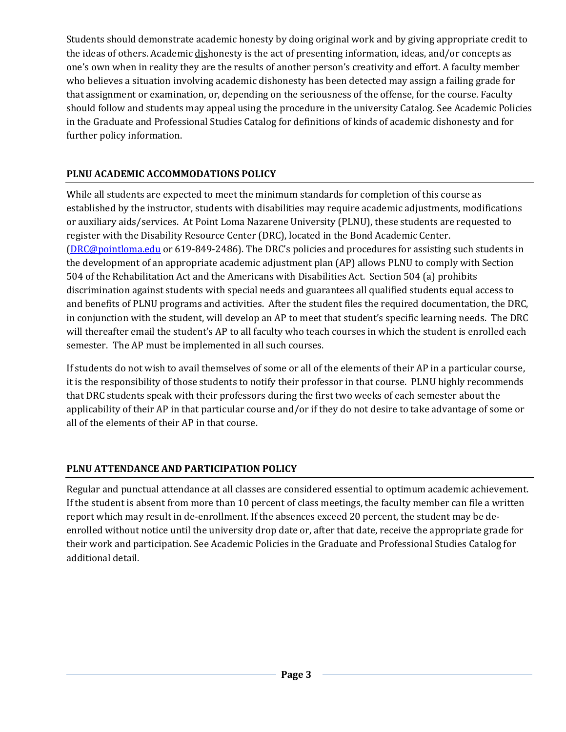Students should demonstrate academic honesty by doing original work and by giving appropriate credit to the ideas of others. Academic dishonesty is the act of presenting information, ideas, and/or concepts as one's own when in reality they are the results of another person's creativity and effort. A faculty member who believes a situation involving academic dishonesty has been detected may assign a failing grade for that assignment or examination, or, depending on the seriousness of the offense, for the course. Faculty should follow and students may appeal using the procedure in the university Catalog. See Academic Policies in the Graduate and Professional Studies Catalog for definitions of kinds of academic dishonesty and for further policy information.

## PLNU ACADEMIC ACCOMMODATIONS POLICY

While all students are expected to meet the minimum standards for completion of this course as established by the instructor, students with disabilities may require academic adjustments, modifications or auxiliary aids/services. At Point Loma Nazarene University (PLNU), these students are requested to register with the Disability Resource Center (DRC), located in the Bond Academic Center. (DRC@pointloma.edu or 619-849-2486). The DRC's policies and procedures for assisting such students in the development of an appropriate academic adjustment plan (AP) allows PLNU to comply with Section 504 of the Rehabilitation Act and the Americans with Disabilities Act. Section 504 (a) prohibits discrimination against students with special needs and guarantees all qualified students equal access to and benefits of PLNU programs and activities. After the student files the required documentation, the DRC, in conjunction with the student, will develop an AP to meet that student's specific learning needs. The DRC will thereafter email the student's AP to all faculty who teach courses in which the student is enrolled each semester. The AP must be implemented in all such courses.

If students do not wish to avail themselves of some or all of the elements of their AP in a particular course, it is the responsibility of those students to notify their professor in that course. PLNU highly recommends that DRC students speak with their professors during the first two weeks of each semester about the applicability of their AP in that particular course and/or if they do not desire to take advantage of some or all of the elements of their AP in that course.

## PLNU ATTENDANCE AND PARTICIPATION POLICY

Regular and punctual attendance at all classes are considered essential to optimum academic achievement. If the student is absent from more than 10 percent of class meetings, the faculty member can file a written report which may result in de-enrollment. If the absences exceed 20 percent, the student may be de-enrolled without notice until the university drop date or, after that date, receive the appropriate grade for their work and participation. See Academic Policies in the Graduate and Professional Studies Catalog for additional detail.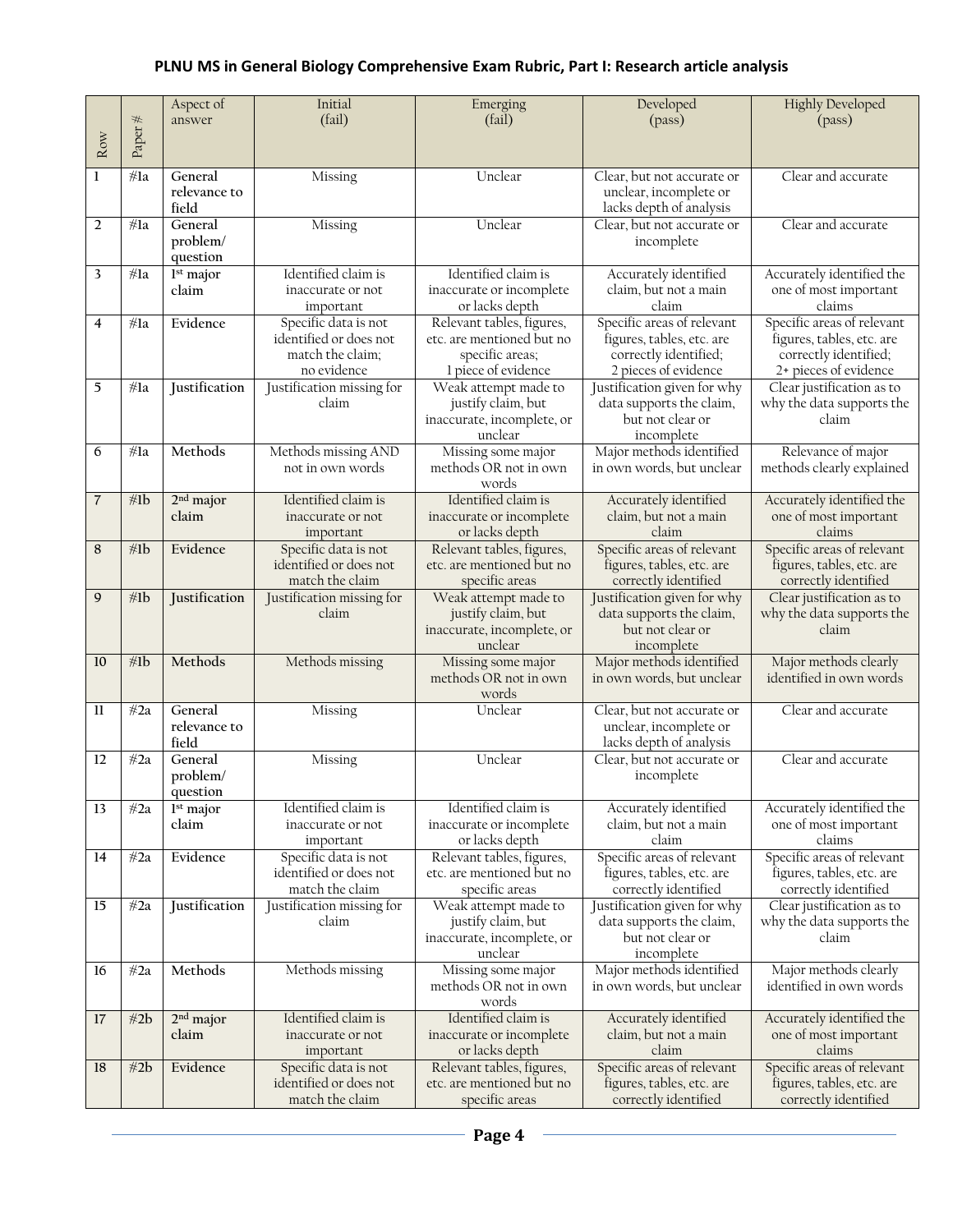**PLNU MS in General Biology Comprehensive Exam Rubric, Part I: Research article analysis**

| Row | Paper # | Aspect of answer | Initial (fail) | Emerging (fail) | Developed (pass) | Highly Developed (pass) |
|---|---|---|---|---|---|---|
| 1 | #1a | **General relevance to field** | Missing | Unclear | Clear, but not accurate or unclear, incomplete or lacks depth of analysis | Clear and accurate |
| 2 | #1a | **General problem/ question** | Missing | Unclear | Clear, but not accurate or incomplete | Clear and accurate |
| 3 | #1a | **1st major claim** | Identified claim is inaccurate or not important | Identified claim is inaccurate or incomplete or lacks depth | Accurately identified claim, but not a main claim | Accurately identified the one of most important claims |
| 4 | #1a | **Evidence** | Specific data is not identified or does not match the claim; no evidence | Relevant tables, figures, etc. are mentioned but no specific areas; 1 piece of evidence | Specific areas of relevant figures, tables, etc. are correctly identified; 2 pieces of evidence | Specific areas of relevant figures, tables, etc. are correctly identified; 2+ pieces of evidence |
| 5 | #1a | **Justification** | Justification missing for claim | Weak attempt made to justify claim, but inaccurate, incomplete, or unclear | Justification given for why data supports the claim, but not clear or incomplete | Clear justification as to why the data supports the claim |
| 6 | #1a | **Methods** | Methods missing AND not in own words | Missing some major methods OR not in own words | Major methods identified in own words, but unclear | Relevance of major methods clearly explained |
| 7 | #1b | **2nd major claim** | Identified claim is inaccurate or not important | Identified claim is inaccurate or incomplete or lacks depth | Accurately identified claim, but not a main claim | Accurately identified the one of most important claims |
| 8 | #1b | **Evidence** | Specific data is not identified or does not match the claim | Relevant tables, figures, etc. are mentioned but no specific areas | Specific areas of relevant figures, tables, etc. are correctly identified | Specific areas of relevant figures, tables, etc. are correctly identified |
| 9 | #1b | **Justification** | Justification missing for claim | Weak attempt made to justify claim, but inaccurate, incomplete, or unclear | Justification given for why data supports the claim, but not clear or incomplete | Clear justification as to why the data supports the claim |
| 10 | #1b | **Methods** | Methods missing | Missing some major methods OR not in own words | Major methods identified in own words, but unclear | Major methods clearly identified in own words |
| 11 | #2a | **General relevance to field** | Missing | Unclear | Clear, but not accurate or unclear, incomplete or lacks depth of analysis | Clear and accurate |
| 12 | #2a | **General problem/ question** | Missing | Unclear | Clear, but not accurate or incomplete | Clear and accurate |
| 13 | #2a | **1st major claim** | Identified claim is inaccurate or not important | Identified claim is inaccurate or incomplete or lacks depth | Accurately identified claim, but not a main claim | Accurately identified the one of most important claims |
| 14 | #2a | **Evidence** | Specific data is not identified or does not match the claim | Relevant tables, figures, etc. are mentioned but no specific areas | Specific areas of relevant figures, tables, etc. are correctly identified | Specific areas of relevant figures, tables, etc. are correctly identified |
| 15 | #2a | **Justification** | Justification missing for claim | Weak attempt made to justify claim, but inaccurate, incomplete, or unclear | Justification given for why data supports the claim, but not clear or incomplete | Clear justification as to why the data supports the claim |
| 16 | #2a | **Methods** | Methods missing | Missing some major methods OR not in own words | Major methods identified in own words, but unclear | Major methods clearly identified in own words |
| 17 | #2b | **2nd major claim** | Identified claim is inaccurate or not important | Identified claim is inaccurate or incomplete or lacks depth | Accurately identified claim, but not a main claim | Accurately identified the one of most important claims |
| 18 | #2b | **Evidence** | Specific data is not identified or does not match the claim | Relevant tables, figures, etc. are mentioned but no specific areas | Specific areas of relevant figures, tables, etc. are correctly identified | Specific areas of relevant figures, tables, etc. are correctly identified |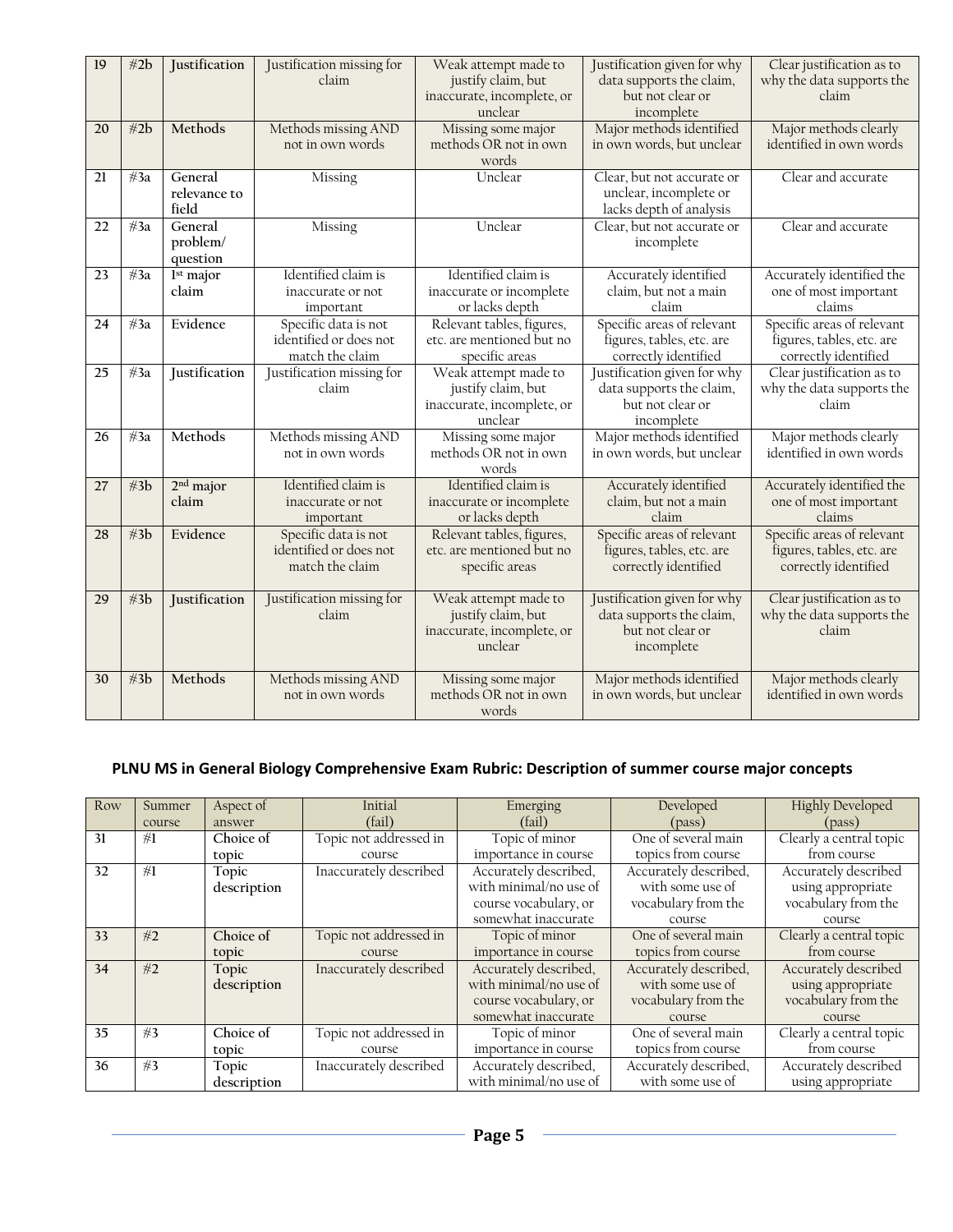| 19 | #2b | Justification | Justification missing for claim | Weak attempt made to justify claim, but inaccurate, incomplete, or unclear | Justification given for why data supports the claim, but not clear or incomplete | Clear justification as to why the data supports the claim |
|---|---|---|---|---|---|---|
| 20 | #2b | Methods | Methods missing AND not in own words | Missing some major methods OR not in own words | Major methods identified in own words, but unclear | Major methods clearly identified in own words |
| 21 | #3a | General relevance to field | Missing | Unclear | Clear, but not accurate or unclear, incomplete or lacks depth of analysis | Clear and accurate |
| 22 | #3a | General problem/ question | Missing | Unclear | Clear, but not accurate or incomplete | Clear and accurate |
| 23 | #3a | 1st major claim | Identified claim is inaccurate or not important | Identified claim is inaccurate or incomplete or lacks depth | Accurately identified claim, but not a main claim | Accurately identified the one of most important claims |
| 24 | #3a | Evidence | Specific data is not identified or does not match the claim | Relevant tables, figures, etc. are mentioned but no specific areas | Specific areas of relevant figures, tables, etc. are correctly identified | Specific areas of relevant figures, tables, etc. are correctly identified |
| 25 | #3a | Justification | Justification missing for claim | Weak attempt made to justify claim, but inaccurate, incomplete, or unclear | Justification given for why data supports the claim, but not clear or incomplete | Clear justification as to why the data supports the claim |
| 26 | #3a | Methods | Methods missing AND not in own words | Missing some major methods OR not in own words | Major methods identified in own words, but unclear | Major methods clearly identified in own words |
| 27 | #3b | 2nd major claim | Identified claim is inaccurate or not important | Identified claim is inaccurate or incomplete or lacks depth | Accurately identified claim, but not a main claim | Accurately identified the one of most important claims |
| 28 | #3b | Evidence | Specific data is not identified or does not match the claim | Relevant tables, figures, etc. are mentioned but no specific areas | Specific areas of relevant figures, tables, etc. are correctly identified | Specific areas of relevant figures, tables, etc. are correctly identified |
| 29 | #3b | Justification | Justification missing for claim | Weak attempt made to justify claim, but inaccurate, incomplete, or unclear | Justification given for why data supports the claim, but not clear or incomplete | Clear justification as to why the data supports the claim |
| 30 | #3b | Methods | Methods missing AND not in own words | Missing some major methods OR not in own words | Major methods identified in own words, but unclear | Major methods clearly identified in own words |

## PLNU MS in General Biology Comprehensive Exam Rubric: Description of summer course major concepts

| Row | Summer course | Aspect of answer | Initial (fail) | Emerging (fail) | Developed (pass) | Highly Developed (pass) |
|---|---|---|---|---|---|---|
| 31 | #1 | Choice of topic | Topic not addressed in course | Topic of minor importance in course | One of several main topics from course | Clearly a central topic from course |
| 32 | #1 | Topic description | Inaccurately described | Accurately described, with minimal/no use of course vocabulary, or somewhat inaccurate | Accurately described, with some use of vocabulary from the course | Accurately described using appropriate vocabulary from the course |
| 33 | #2 | Choice of topic | Topic not addressed in course | Topic of minor importance in course | One of several main topics from course | Clearly a central topic from course |
| 34 | #2 | Topic description | Inaccurately described | Accurately described, with minimal/no use of course vocabulary, or somewhat inaccurate | Accurately described, with some use of vocabulary from the course | Accurately described using appropriate vocabulary from the course |
| 35 | #3 | Choice of topic | Topic not addressed in course | Topic of minor importance in course | One of several main topics from course | Clearly a central topic from course |
| 36 | #3 | Topic description | Inaccurately described | Accurately described, with minimal/no use of | Accurately described, with some use of | Accurately described using appropriate |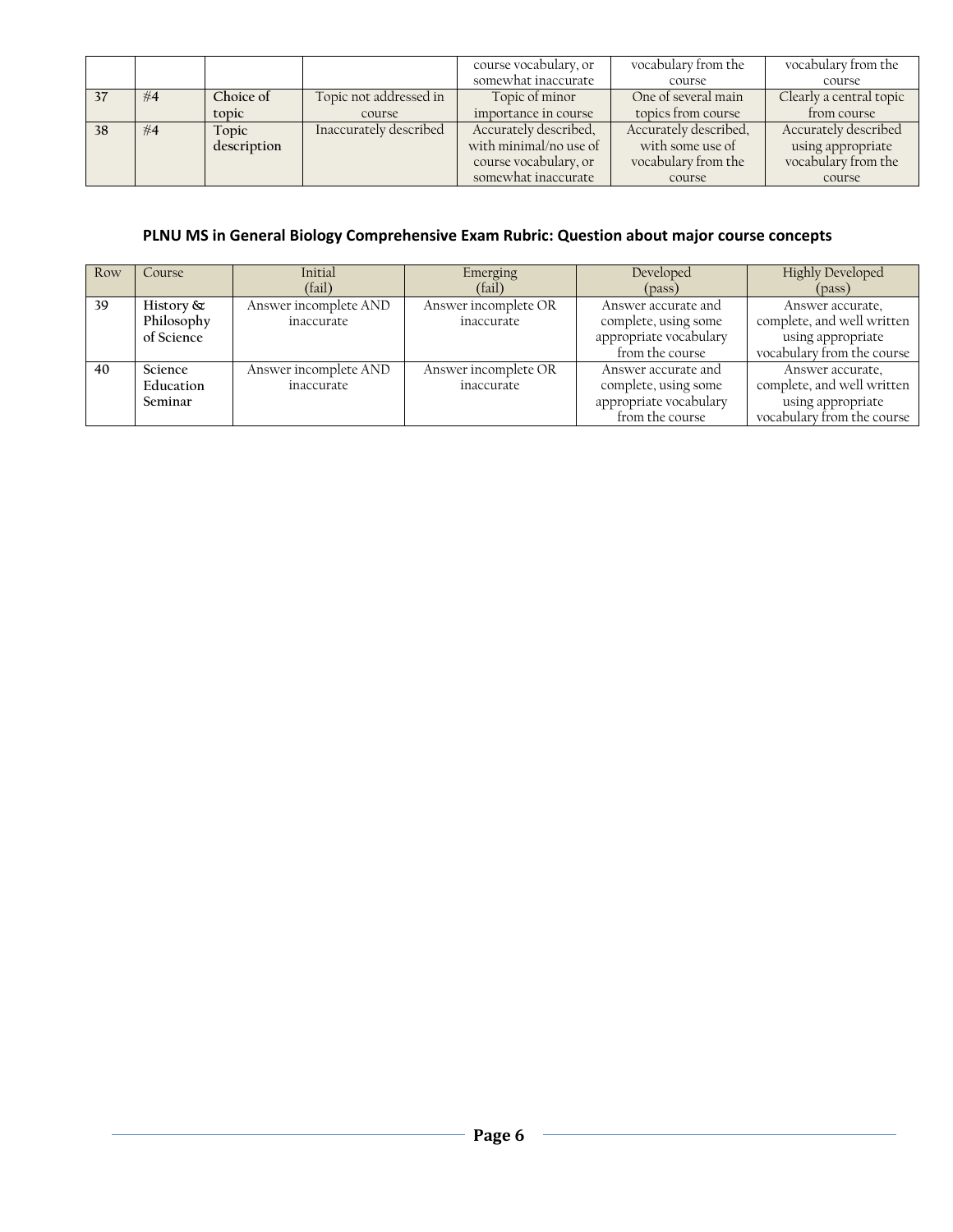| | | | | | | |
|---|---|---|---|---|---|---|
| | | | | course vocabulary, or somewhat inaccurate | vocabulary from the course | vocabulary from the course |
| 37 | #4 | **Choice of topic** | Topic not addressed in course | Topic of minor importance in course | One of several main topics from course | Clearly a central topic from course |
| 38 | #4 | **Topic description** | Inaccurately described | Accurately described, with minimal/no use of course vocabulary, or somewhat inaccurate | Accurately described, with some use of vocabulary from the course | Accurately described using appropriate vocabulary from the course |

## PLNU MS in General Biology Comprehensive Exam Rubric: Question about major course concepts

| Row | Course | Initial (fail) | Emerging (fail) | Developed (pass) | Highly Developed (pass) |
|---|---|---|---|---|---|
| 39 | **History & Philosophy of Science** | Answer incomplete AND inaccurate | Answer incomplete OR inaccurate | Answer accurate and complete, using some appropriate vocabulary from the course | Answer accurate, complete, and well written using appropriate vocabulary from the course |
| 40 | **Science Education Seminar** | Answer incomplete AND inaccurate | Answer incomplete OR inaccurate | Answer accurate and complete, using some appropriate vocabulary from the course | Answer accurate, complete, and well written using appropriate vocabulary from the course |